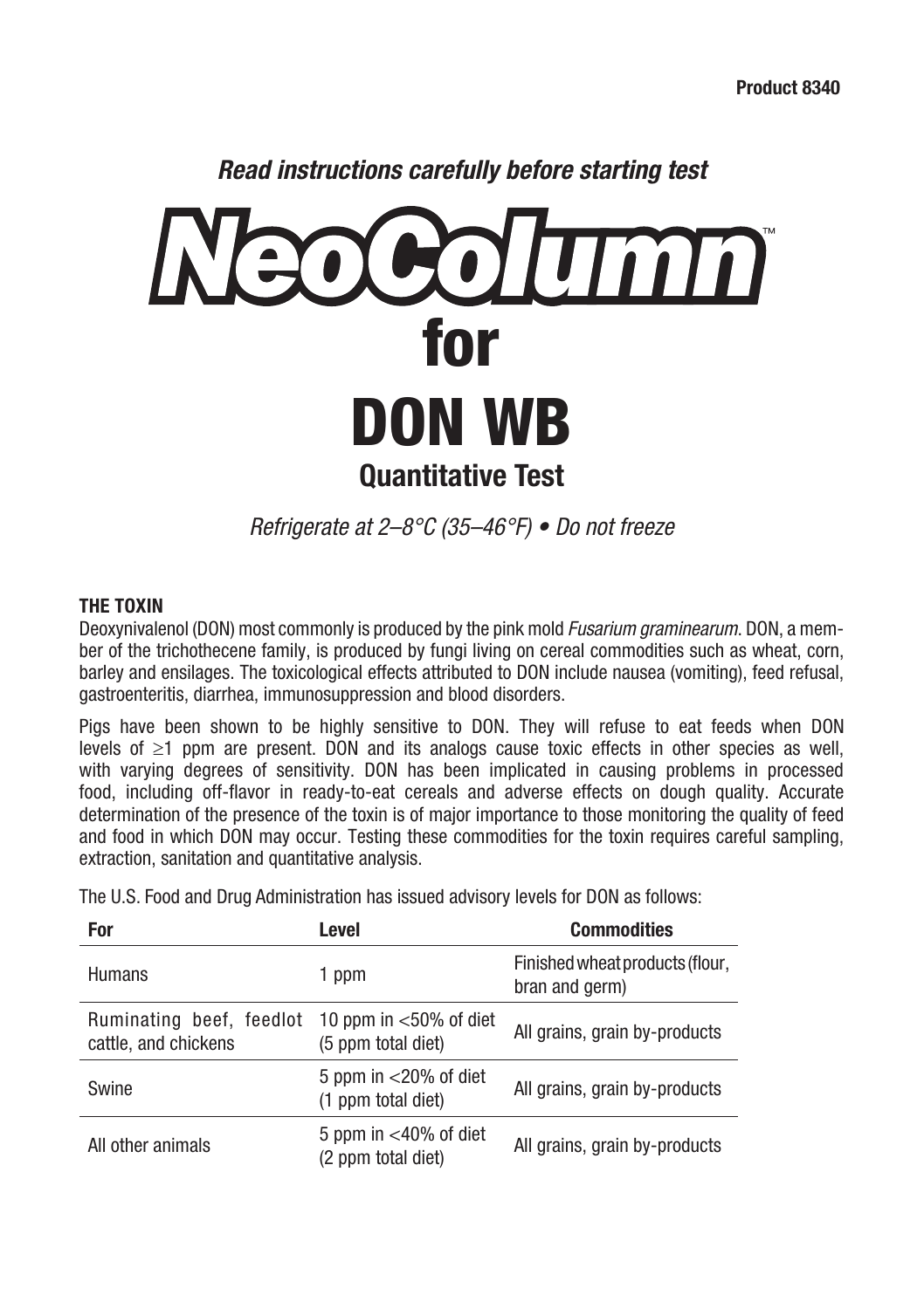**Product 8340**

*Read instructions carefully before starting test*

# NeoColumn™ for DON WB

## Quantitative Test

*Refrigerate at 2–8°C (35–46°F) • Do not freeze*

### THE TOXIN

Deoxynivalenol (DON) most commonly is produced by the pink mold *Fusarium graminearum.* DON, a member of the trichothecene family, is produced by fungi living on cereal commodities such as wheat, corn, barley and ensilages. The toxicological effects attributed to DON include nausea (vomiting), feed refusal, gastroenteritis, diarrhea, immunosuppression and blood disorders.

Pigs have been shown to be highly sensitive to DON. They will refuse to eat feeds when DON levels of ≥1 ppm are present. DON and its analogs cause toxic effects in other species as well, with varying degrees of sensitivity. DON has been implicated in causing problems in processed food, including off-flavor in ready-to-eat cereals and adverse effects on dough quality. Accurate determination of the presence of the toxin is of major importance to those monitoring the quality of feed and food in which DON may occur. Testing these commodities for the toxin requires careful sampling, extraction, sanitation and quantitative analysis.

The U.S. Food and Drug Administration has issued advisory levels for DON as follows:

| For | Level | Commodities |
|---|---|---|
| Humans | 1 ppm | Finished wheat products (flour, bran and germ) |
| Ruminating beef, feedlot cattle, and chickens | 10 ppm in <50% of diet (5 ppm total diet) | All grains, grain by-products |
| Swine | 5 ppm in <20% of diet (1 ppm total diet) | All grains, grain by-products |
| All other animals | 5 ppm in <40% of diet (2 ppm total diet) | All grains, grain by-products |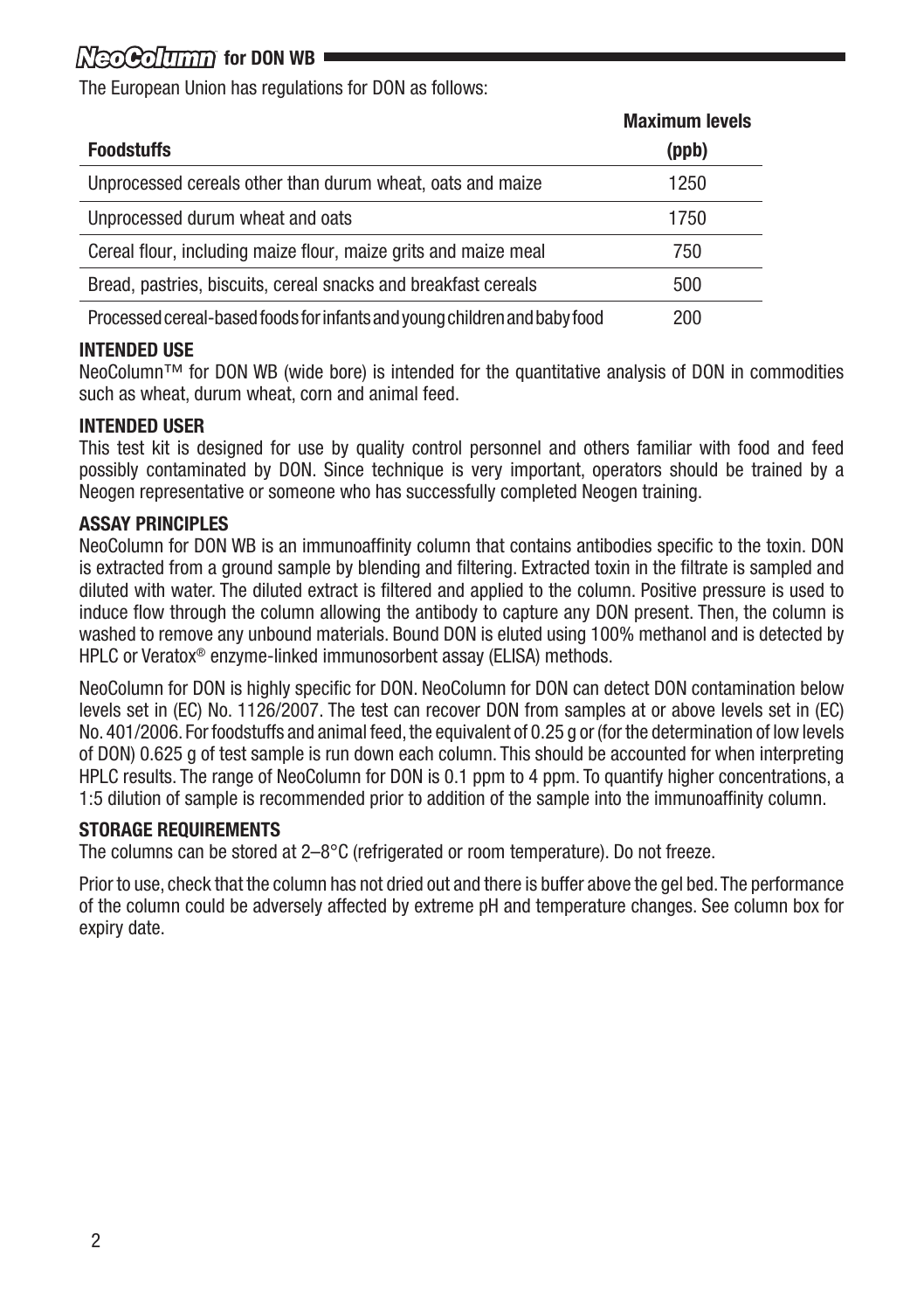## NeoColumn for DON WB

The European Union has regulations for DON as follows:

| Foodstuffs | Maximum levels (ppb) |
|---|---|
| Unprocessed cereals other than durum wheat, oats and maize | 1250 |
| Unprocessed durum wheat and oats | 1750 |
| Cereal flour, including maize flour, maize grits and maize meal | 750 |
| Bread, pastries, biscuits, cereal snacks and breakfast cereals | 500 |
| Processed cereal-based foods for infants and young children and baby food | 200 |

### INTENDED USE

NeoColumn™ for DON WB (wide bore) is intended for the quantitative analysis of DON in commodities such as wheat, durum wheat, corn and animal feed.

### INTENDED USER

This test kit is designed for use by quality control personnel and others familiar with food and feed possibly contaminated by DON. Since technique is very important, operators should be trained by a Neogen representative or someone who has successfully completed Neogen training.

### ASSAY PRINCIPLES

NeoColumn for DON WB is an immunoaffinity column that contains antibodies specific to the toxin. DON is extracted from a ground sample by blending and filtering. Extracted toxin in the filtrate is sampled and diluted with water. The diluted extract is filtered and applied to the column. Positive pressure is used to induce flow through the column allowing the antibody to capture any DON present. Then, the column is washed to remove any unbound materials. Bound DON is eluted using 100% methanol and is detected by HPLC or Veratox® enzyme-linked immunosorbent assay (ELISA) methods.

NeoColumn for DON is highly specific for DON. NeoColumn for DON can detect DON contamination below levels set in (EC) No. 1126/2007. The test can recover DON from samples at or above levels set in (EC) No. 401/2006. For foodstuffs and animal feed, the equivalent of 0.25 g or (for the determination of low levels of DON) 0.625 g of test sample is run down each column. This should be accounted for when interpreting HPLC results. The range of NeoColumn for DON is 0.1 ppm to 4 ppm. To quantify higher concentrations, a 1:5 dilution of sample is recommended prior to addition of the sample into the immunoaffinity column.

### STORAGE REQUIREMENTS

The columns can be stored at 2–8°C (refrigerated or room temperature). Do not freeze.

Prior to use, check that the column has not dried out and there is buffer above the gel bed. The performance of the column could be adversely affected by extreme pH and temperature changes. See column box for expiry date.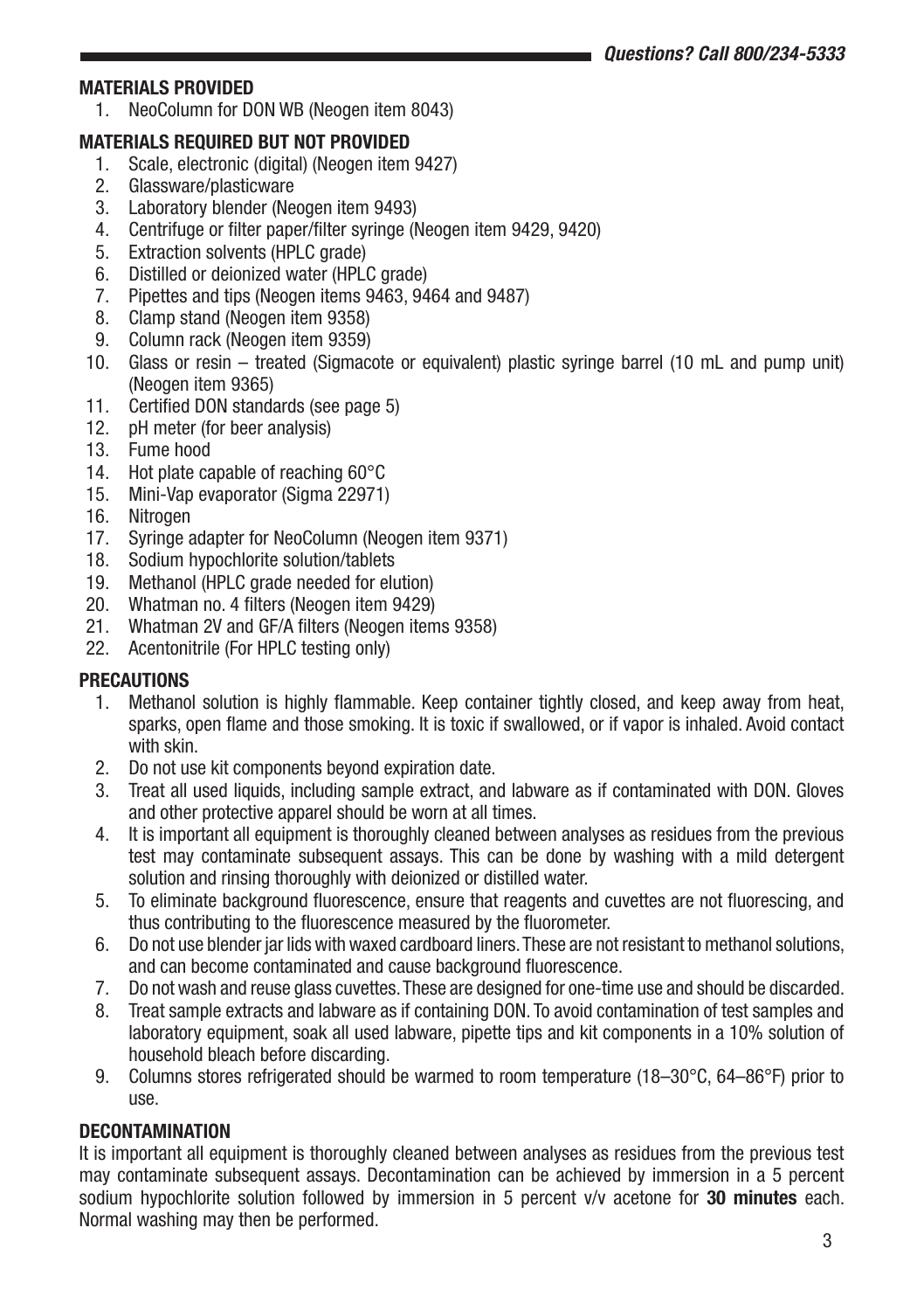## MATERIALS PROVIDED

1. NeoColumn for DON WB (Neogen item 8043)

## MATERIALS REQUIRED BUT NOT PROVIDED

1. Scale, electronic (digital) (Neogen item 9427)
2. Glassware/plasticware
3. Laboratory blender (Neogen item 9493)
4. Centrifuge or filter paper/filter syringe (Neogen item 9429, 9420)
5. Extraction solvents (HPLC grade)
6. Distilled or deionized water (HPLC grade)
7. Pipettes and tips (Neogen items 9463, 9464 and 9487)
8. Clamp stand (Neogen item 9358)
9. Column rack (Neogen item 9359)
10. Glass or resin – treated (Sigmacote or equivalent) plastic syringe barrel (10 mL and pump unit) (Neogen item 9365)
11. Certified DON standards (see page 5)
12. pH meter (for beer analysis)
13. Fume hood
14. Hot plate capable of reaching 60°C
15. Mini-Vap evaporator (Sigma 22971)
16. Nitrogen
17. Syringe adapter for NeoColumn (Neogen item 9371)
18. Sodium hypochlorite solution/tablets
19. Methanol (HPLC grade needed for elution)
20. Whatman no. 4 filters (Neogen item 9429)
21. Whatman 2V and GF/A filters (Neogen items 9358)
22. Acentonitrile (For HPLC testing only)

## PRECAUTIONS

1. Methanol solution is highly flammable. Keep container tightly closed, and keep away from heat, sparks, open flame and those smoking. It is toxic if swallowed, or if vapor is inhaled. Avoid contact with skin.
2. Do not use kit components beyond expiration date.
3. Treat all used liquids, including sample extract, and labware as if contaminated with DON. Gloves and other protective apparel should be worn at all times.
4. It is important all equipment is thoroughly cleaned between analyses as residues from the previous test may contaminate subsequent assays. This can be done by washing with a mild detergent solution and rinsing thoroughly with deionized or distilled water.
5. To eliminate background fluorescence, ensure that reagents and cuvettes are not fluorescing, and thus contributing to the fluorescence measured by the fluorometer.
6. Do not use blender jar lids with waxed cardboard liners. These are not resistant to methanol solutions, and can become contaminated and cause background fluorescence.
7. Do not wash and reuse glass cuvettes. These are designed for one-time use and should be discarded.
8. Treat sample extracts and labware as if containing DON. To avoid contamination of test samples and laboratory equipment, soak all used labware, pipette tips and kit components in a 10% solution of household bleach before discarding.
9. Columns stores refrigerated should be warmed to room temperature (18–30°C, 64–86°F) prior to use.

## DECONTAMINATION

It is important all equipment is thoroughly cleaned between analyses as residues from the previous test may contaminate subsequent assays. Decontamination can be achieved by immersion in a 5 percent sodium hypochlorite solution followed by immersion in 5 percent v/v acetone for **30 minutes** each. Normal washing may then be performed.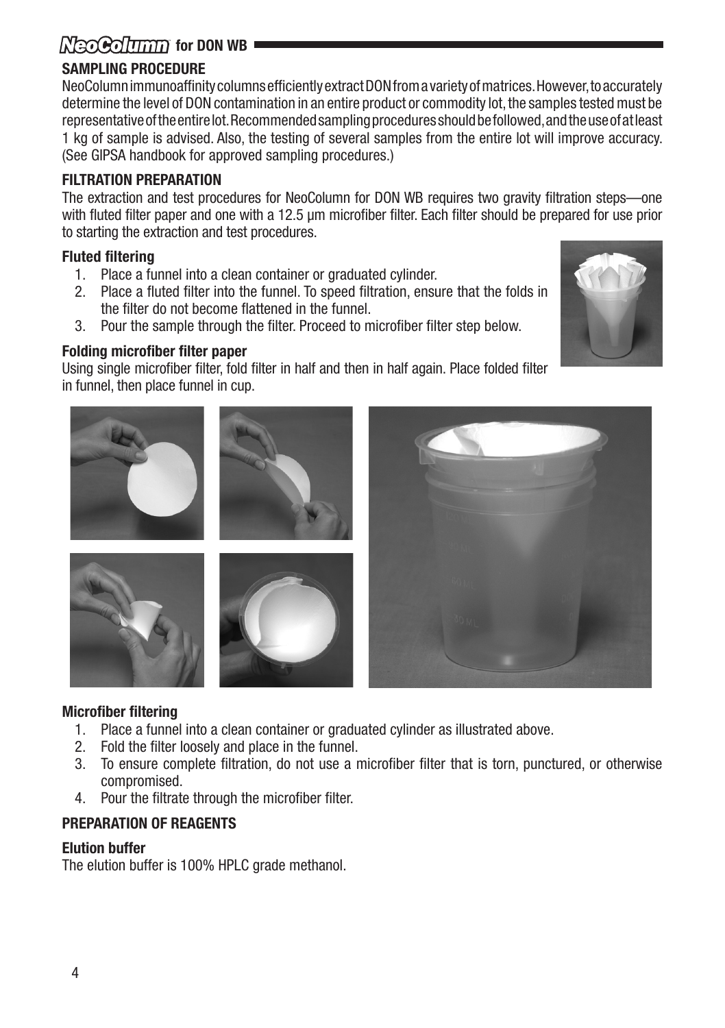## NeoColumn for DON WB

### SAMPLING PROCEDURE

NeoColumn immunoaffinity columns efficiently extract DON from a variety of matrices. However, to accurately determine the level of DON contamination in an entire product or commodity lot, the samples tested must be representative of the entire lot. Recommended sampling procedures should be followed, and the use of at least 1 kg of sample is advised. Also, the testing of several samples from the entire lot will improve accuracy. (See GIPSA handbook for approved sampling procedures.)

### FILTRATION PREPARATION

The extraction and test procedures for NeoColumn for DON WB requires two gravity filtration steps—one with fluted filter paper and one with a 12.5 µm microfiber filter. Each filter should be prepared for use prior to starting the extraction and test procedures.

#### Fluted filtering

1. Place a funnel into a clean container or graduated cylinder.
2. Place a fluted filter into the funnel. To speed filtration, ensure that the folds in the filter do not become flattened in the funnel.
3. Pour the sample through the filter. Proceed to microfiber filter step below.

#### Folding microfiber filter paper

Using single microfiber filter, fold filter in half and then in half again. Place folded filter in funnel, then place funnel in cup.

#### Microfiber filtering

1. Place a funnel into a clean container or graduated cylinder as illustrated above.
2. Fold the filter loosely and place in the funnel.
3. To ensure complete filtration, do not use a microfiber filter that is torn, punctured, or otherwise compromised.
4. Pour the filtrate through the microfiber filter.

### PREPARATION OF REAGENTS

#### Elution buffer

The elution buffer is 100% HPLC grade methanol.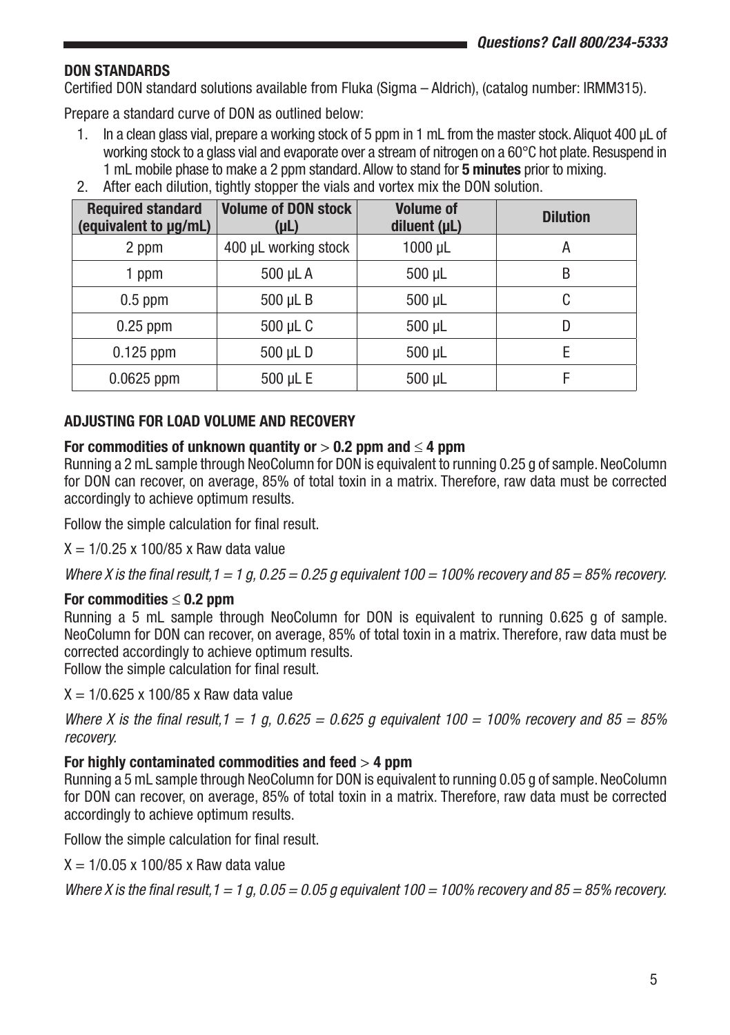## DON STANDARDS

Certified DON standard solutions available from Fluka (Sigma – Aldrich), (catalog number: IRMM315).

Prepare a standard curve of DON as outlined below:

1. In a clean glass vial, prepare a working stock of 5 ppm in 1 mL from the master stock. Aliquot 400 µL of working stock to a glass vial and evaporate over a stream of nitrogen on a 60°C hot plate. Resuspend in 1 mL mobile phase to make a 2 ppm standard. Allow to stand for **5 minutes** prior to mixing.
2. After each dilution, tightly stopper the vials and vortex mix the DON solution.

| Required standard (equivalent to µg/mL) | Volume of DON stock (µL) | Volume of diluent (µL) | Dilution |
|---|---|---|---|
| 2 ppm | 400 µL working stock | 1000 µL | A |
| 1 ppm | 500 µL A | 500 µL | B |
| 0.5 ppm | 500 µL B | 500 µL | C |
| 0.25 ppm | 500 µL C | 500 µL | D |
| 0.125 ppm | 500 µL D | 500 µL | E |
| 0.0625 ppm | 500 µL E | 500 µL | F |

## ADJUSTING FOR LOAD VOLUME AND RECOVERY

### For commodities of unknown quantity or > 0.2 ppm and ≤ 4 ppm

Running a 2 mL sample through NeoColumn for DON is equivalent to running 0.25 g of sample. NeoColumn for DON can recover, on average, 85% of total toxin in a matrix. Therefore, raw data must be corrected accordingly to achieve optimum results.

Follow the simple calculation for final result.

$X = 1/0.25 \times 100/85 \times$ Raw data value

*Where X is the final result, 1 = 1 g, 0.25 = 0.25 g equivalent 100 = 100% recovery and 85 = 85% recovery.*

### For commodities ≤ 0.2 ppm

Running a 5 mL sample through NeoColumn for DON is equivalent to running 0.625 g of sample. NeoColumn for DON can recover, on average, 85% of total toxin in a matrix. Therefore, raw data must be corrected accordingly to achieve optimum results.

Follow the simple calculation for final result.

$X = 1/0.625 \times 100/85 \times$ Raw data value

*Where X is the final result, 1 = 1 g, 0.625 = 0.625 g equivalent 100 = 100% recovery and 85 = 85% recovery.*

### For highly contaminated commodities and feed > 4 ppm

Running a 5 mL sample through NeoColumn for DON is equivalent to running 0.05 g of sample. NeoColumn for DON can recover, on average, 85% of total toxin in a matrix. Therefore, raw data must be corrected accordingly to achieve optimum results.

Follow the simple calculation for final result.

$X = 1/0.05 \times 100/85 \times$ Raw data value

*Where X is the final result, 1 = 1 g, 0.05 = 0.05 g equivalent 100 = 100% recovery and 85 = 85% recovery.*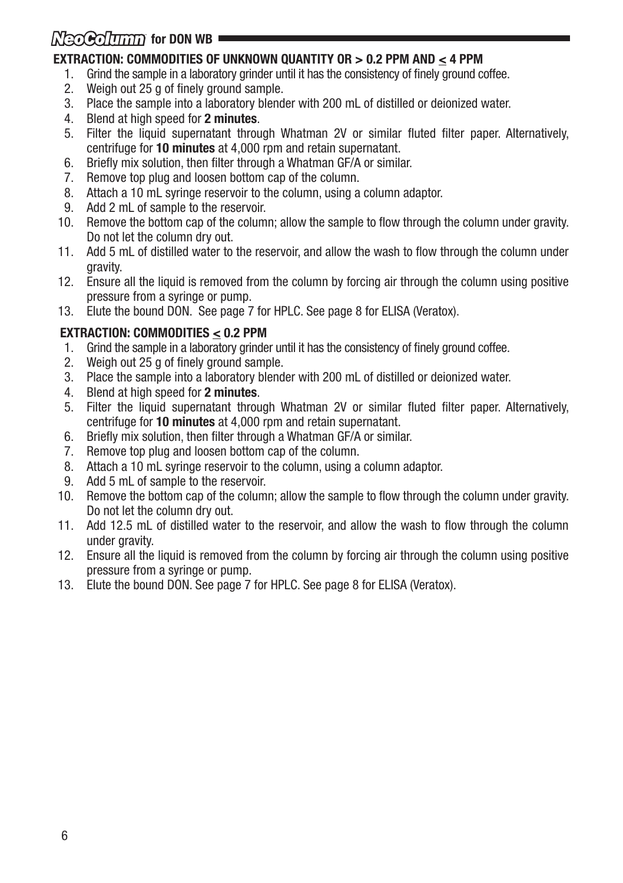## NeoColumn for DON WB

### EXTRACTION: COMMODITIES OF UNKNOWN QUANTITY OR > 0.2 PPM AND ≤ 4 PPM

1. Grind the sample in a laboratory grinder until it has the consistency of finely ground coffee.
2. Weigh out 25 g of finely ground sample.
3. Place the sample into a laboratory blender with 200 mL of distilled or deionized water.
4. Blend at high speed for **2 minutes**.
5. Filter the liquid supernatant through Whatman 2V or similar fluted filter paper. Alternatively, centrifuge for **10 minutes** at 4,000 rpm and retain supernatant.
6. Briefly mix solution, then filter through a Whatman GF/A or similar.
7. Remove top plug and loosen bottom cap of the column.
8. Attach a 10 mL syringe reservoir to the column, using a column adaptor.
9. Add 2 mL of sample to the reservoir.
10. Remove the bottom cap of the column; allow the sample to flow through the column under gravity. Do not let the column dry out.
11. Add 5 mL of distilled water to the reservoir, and allow the wash to flow through the column under gravity.
12. Ensure all the liquid is removed from the column by forcing air through the column using positive pressure from a syringe or pump.
13. Elute the bound DON. See page 7 for HPLC. See page 8 for ELISA (Veratox).

### EXTRACTION: COMMODITIES ≤ 0.2 PPM

1. Grind the sample in a laboratory grinder until it has the consistency of finely ground coffee.
2. Weigh out 25 g of finely ground sample.
3. Place the sample into a laboratory blender with 200 mL of distilled or deionized water.
4. Blend at high speed for **2 minutes**.
5. Filter the liquid supernatant through Whatman 2V or similar fluted filter paper. Alternatively, centrifuge for **10 minutes** at 4,000 rpm and retain supernatant.
6. Briefly mix solution, then filter through a Whatman GF/A or similar.
7. Remove top plug and loosen bottom cap of the column.
8. Attach a 10 mL syringe reservoir to the column, using a column adaptor.
9. Add 5 mL of sample to the reservoir.
10. Remove the bottom cap of the column; allow the sample to flow through the column under gravity. Do not let the column dry out.
11. Add 12.5 mL of distilled water to the reservoir, and allow the wash to flow through the column under gravity.
12. Ensure all the liquid is removed from the column by forcing air through the column using positive pressure from a syringe or pump.
13. Elute the bound DON. See page 7 for HPLC. See page 8 for ELISA (Veratox).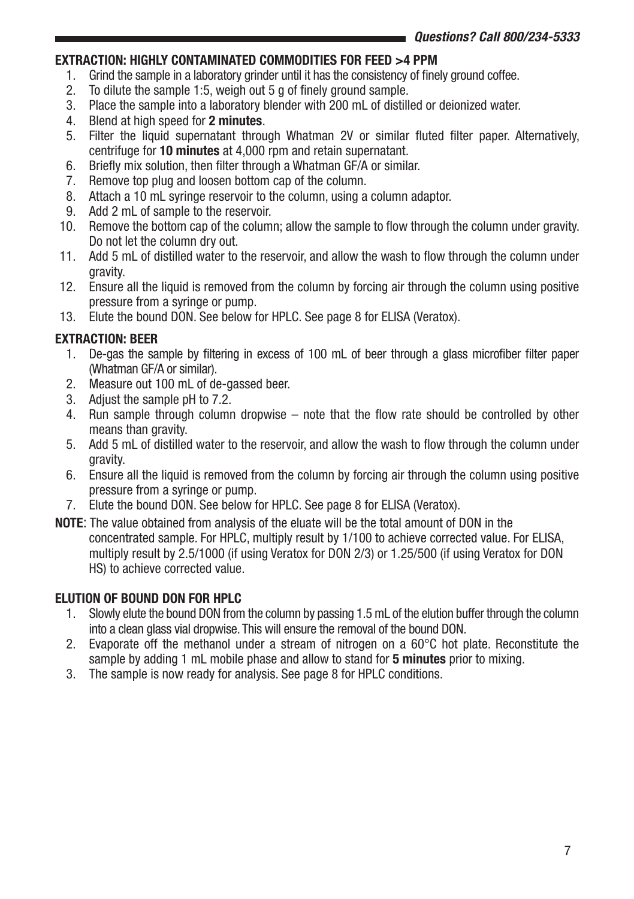## EXTRACTION: HIGHLY CONTAMINATED COMMODITIES FOR FEED >4 PPM

1. Grind the sample in a laboratory grinder until it has the consistency of finely ground coffee.
2. To dilute the sample 1:5, weigh out 5 g of finely ground sample.
3. Place the sample into a laboratory blender with 200 mL of distilled or deionized water.
4. Blend at high speed for **2 minutes**.
5. Filter the liquid supernatant through Whatman 2V or similar fluted filter paper. Alternatively, centrifuge for **10 minutes** at 4,000 rpm and retain supernatant.
6. Briefly mix solution, then filter through a Whatman GF/A or similar.
7. Remove top plug and loosen bottom cap of the column.
8. Attach a 10 mL syringe reservoir to the column, using a column adaptor.
9. Add 2 mL of sample to the reservoir.
10. Remove the bottom cap of the column; allow the sample to flow through the column under gravity. Do not let the column dry out.
11. Add 5 mL of distilled water to the reservoir, and allow the wash to flow through the column under gravity.
12. Ensure all the liquid is removed from the column by forcing air through the column using positive pressure from a syringe or pump.
13. Elute the bound DON. See below for HPLC. See page 8 for ELISA (Veratox).

## EXTRACTION: BEER

1. De-gas the sample by filtering in excess of 100 mL of beer through a glass microfiber filter paper (Whatman GF/A or similar).
2. Measure out 100 mL of de-gassed beer.
3. Adjust the sample pH to 7.2.
4. Run sample through column dropwise – note that the flow rate should be controlled by other means than gravity.
5. Add 5 mL of distilled water to the reservoir, and allow the wash to flow through the column under gravity.
6. Ensure all the liquid is removed from the column by forcing air through the column using positive pressure from a syringe or pump.
7. Elute the bound DON. See below for HPLC. See page 8 for ELISA (Veratox).

**NOTE**: The value obtained from analysis of the eluate will be the total amount of DON in the concentrated sample. For HPLC, multiply result by 1/100 to achieve corrected value. For ELISA, multiply result by 2.5/1000 (if using Veratox for DON 2/3) or 1.25/500 (if using Veratox for DON HS) to achieve corrected value.

## ELUTION OF BOUND DON FOR HPLC

1. Slowly elute the bound DON from the column by passing 1.5 mL of the elution buffer through the column into a clean glass vial dropwise. This will ensure the removal of the bound DON.
2. Evaporate off the methanol under a stream of nitrogen on a 60°C hot plate. Reconstitute the sample by adding 1 mL mobile phase and allow to stand for **5 minutes** prior to mixing.
3. The sample is now ready for analysis. See page 8 for HPLC conditions.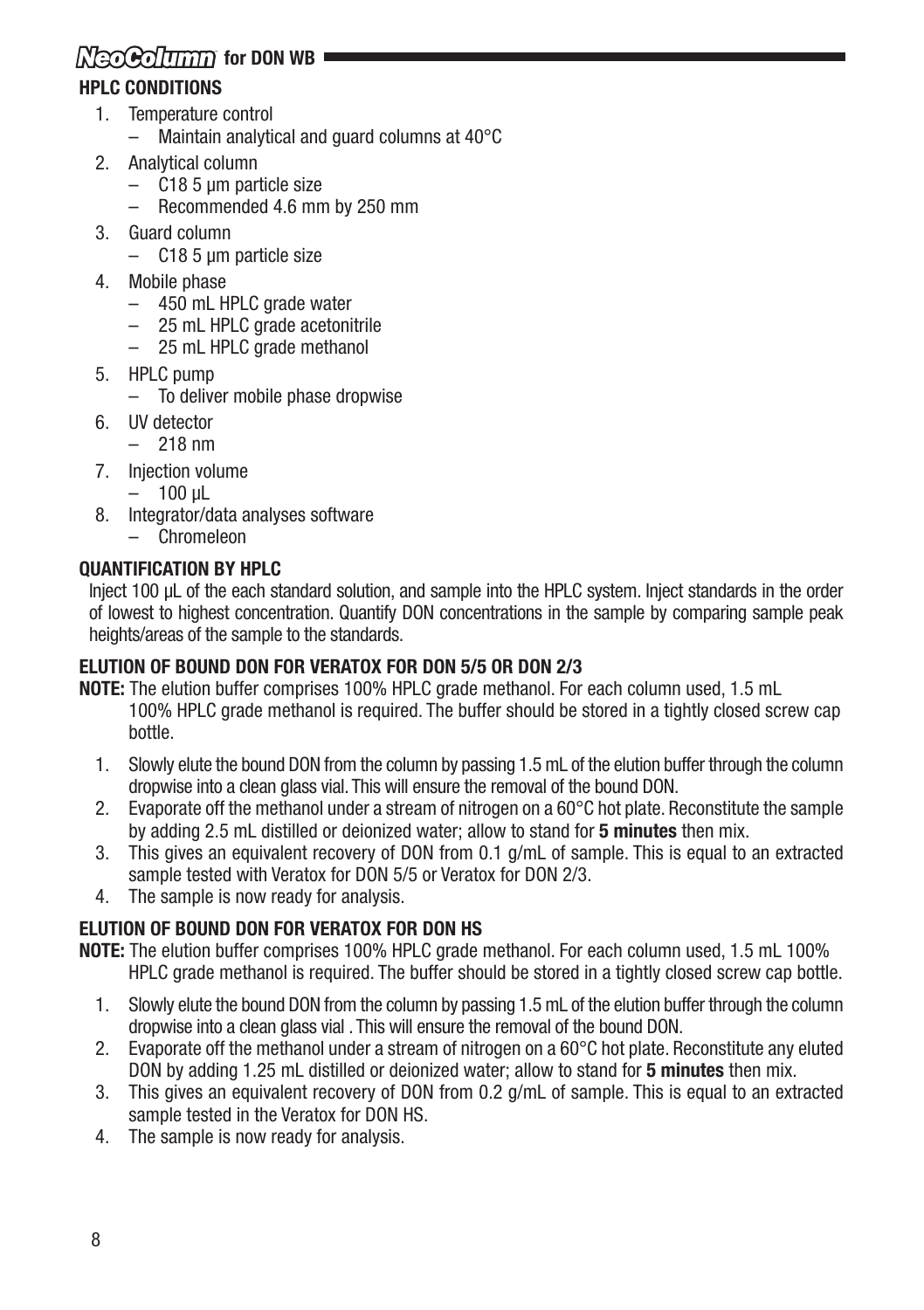## HPLC CONDITIONS

1. Temperature control
   – Maintain analytical and guard columns at 40°C
2. Analytical column
   – C18 5 µm particle size
   – Recommended 4.6 mm by 250 mm
3. Guard column
   – C18 5 µm particle size
4. Mobile phase
   – 450 mL HPLC grade water
   – 25 mL HPLC grade acetonitrile
   – 25 mL HPLC grade methanol
5. HPLC pump
   – To deliver mobile phase dropwise
6. UV detector
   – 218 nm
7. Injection volume
   – 100 µL
8. Integrator/data analyses software
   – Chromeleon

## QUANTIFICATION BY HPLC

Inject 100 µL of the each standard solution, and sample into the HPLC system. Inject standards in the order of lowest to highest concentration. Quantify DON concentrations in the sample by comparing sample peak heights/areas of the sample to the standards.

## ELUTION OF BOUND DON FOR VERATOX FOR DON 5/5 OR DON 2/3

**NOTE:** The elution buffer comprises 100% HPLC grade methanol. For each column used, 1.5 mL 100% HPLC grade methanol is required. The buffer should be stored in a tightly closed screw cap bottle.

1. Slowly elute the bound DON from the column by passing 1.5 mL of the elution buffer through the column dropwise into a clean glass vial. This will ensure the removal of the bound DON.
2. Evaporate off the methanol under a stream of nitrogen on a 60°C hot plate. Reconstitute the sample by adding 2.5 mL distilled or deionized water; allow to stand for **5 minutes** then mix.
3. This gives an equivalent recovery of DON from 0.1 g/mL of sample. This is equal to an extracted sample tested with Veratox for DON 5/5 or Veratox for DON 2/3.
4. The sample is now ready for analysis.

## ELUTION OF BOUND DON FOR VERATOX FOR DON HS

**NOTE:** The elution buffer comprises 100% HPLC grade methanol. For each column used, 1.5 mL 100% HPLC grade methanol is required. The buffer should be stored in a tightly closed screw cap bottle.

1. Slowly elute the bound DON from the column by passing 1.5 mL of the elution buffer through the column dropwise into a clean glass vial . This will ensure the removal of the bound DON.
2. Evaporate off the methanol under a stream of nitrogen on a 60°C hot plate. Reconstitute any eluted DON by adding 1.25 mL distilled or deionized water; allow to stand for **5 minutes** then mix.
3. This gives an equivalent recovery of DON from 0.2 g/mL of sample. This is equal to an extracted sample tested in the Veratox for DON HS.
4. The sample is now ready for analysis.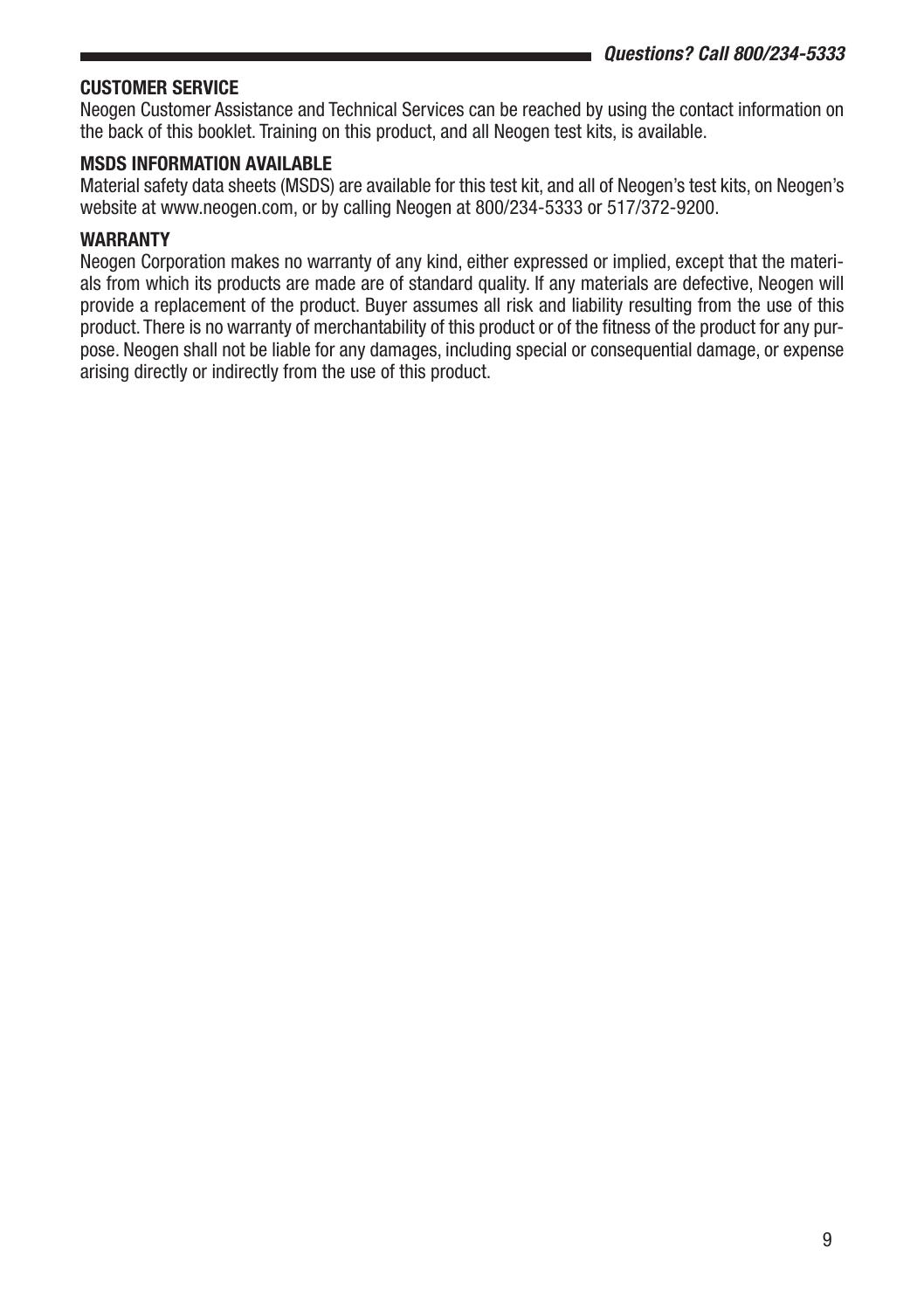## CUSTOMER SERVICE

Neogen Customer Assistance and Technical Services can be reached by using the contact information on the back of this booklet. Training on this product, and all Neogen test kits, is available.

## MSDS INFORMATION AVAILABLE

Material safety data sheets (MSDS) are available for this test kit, and all of Neogen's test kits, on Neogen's website at www.neogen.com, or by calling Neogen at 800/234-5333 or 517/372-9200.

## WARRANTY

Neogen Corporation makes no warranty of any kind, either expressed or implied, except that the materials from which its products are made are of standard quality. If any materials are defective, Neogen will provide a replacement of the product. Buyer assumes all risk and liability resulting from the use of this product. There is no warranty of merchantability of this product or of the fitness of the product for any purpose. Neogen shall not be liable for any damages, including special or consequential damage, or expense arising directly or indirectly from the use of this product.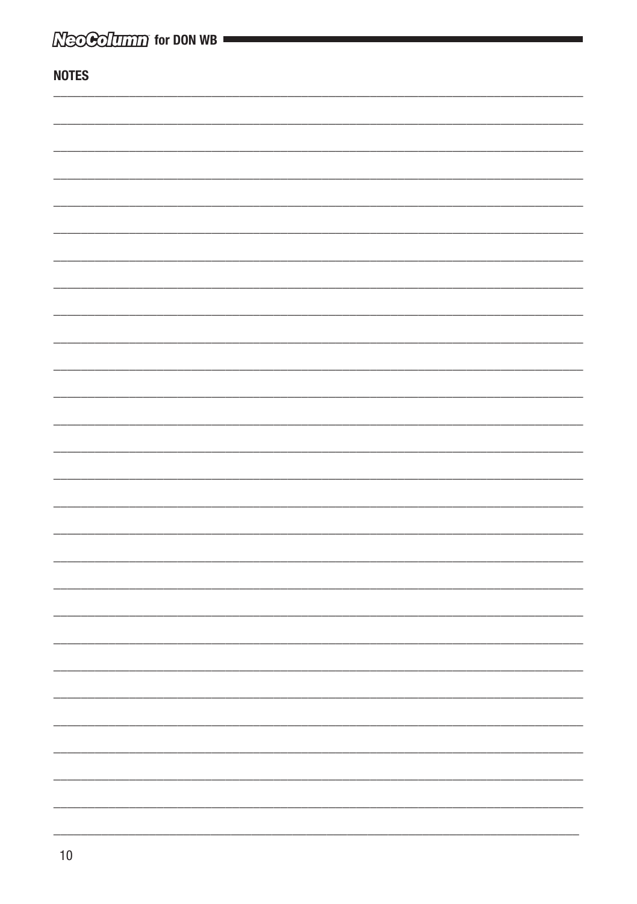## NOTES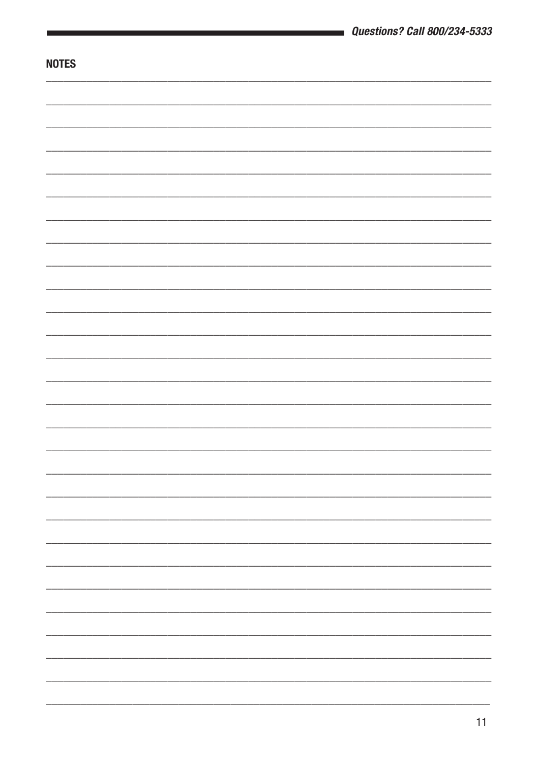## NOTES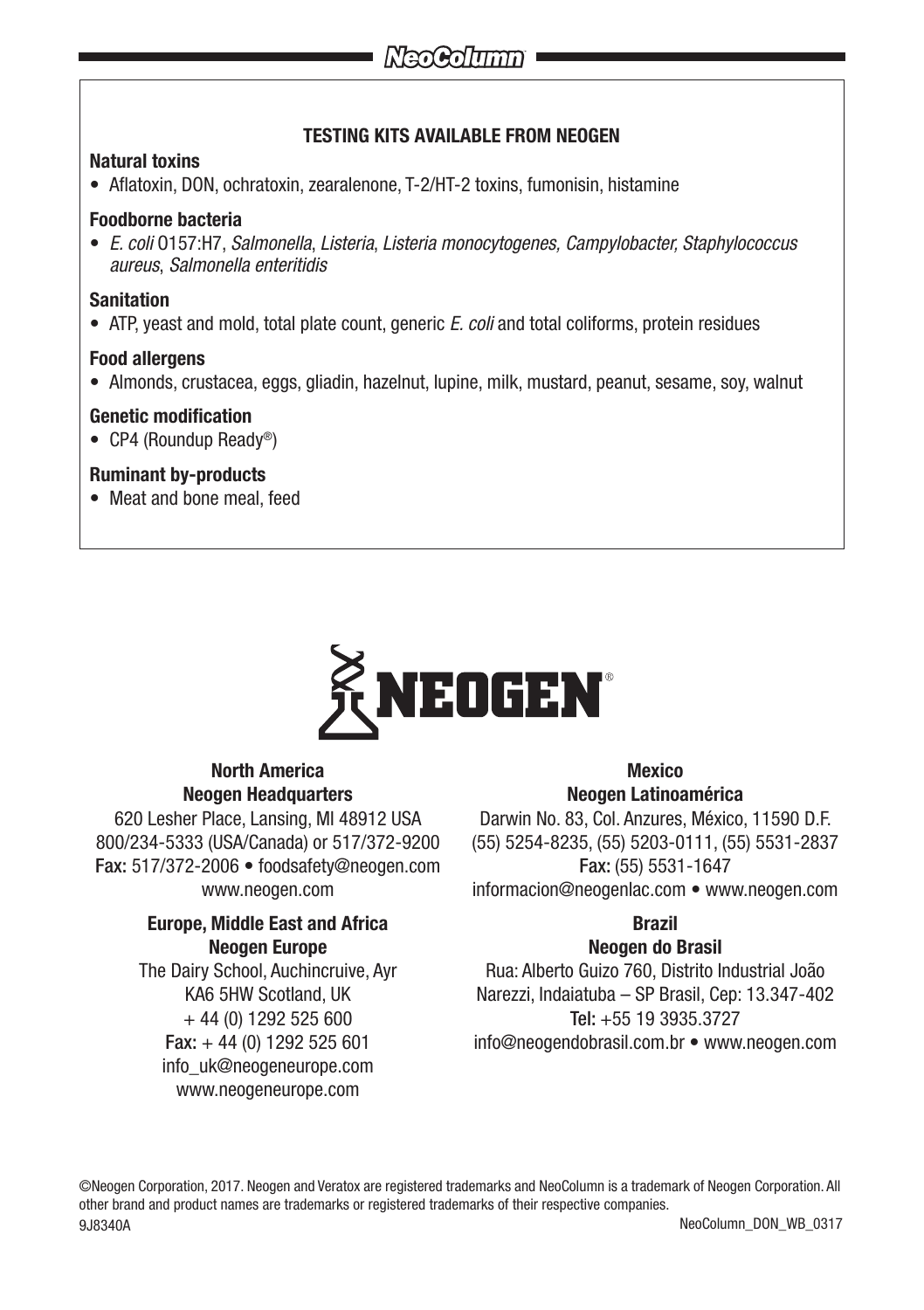## TESTING KITS AVAILABLE FROM NEOGEN

**Natural toxins**

- Aflatoxin, DON, ochratoxin, zearalenone, T-2/HT-2 toxins, fumonisin, histamine

**Foodborne bacteria**

- *E. coli* O157:H7, *Salmonella*, *Listeria*, *Listeria monocytogenes, Campylobacter, Staphylococcus aureus*, *Salmonella enteritidis*

**Sanitation**

- ATP, yeast and mold, total plate count, generic *E. coli* and total coliforms, protein residues

**Food allergens**

- Almonds, crustacea, eggs, gliadin, hazelnut, lupine, milk, mustard, peanut, sesame, soy, walnut

**Genetic modification**

- CP4 (Roundup Ready®)

**Ruminant by-products**

- Meat and bone meal, feed

NEOGEN®

**North America**
**Neogen Headquarters**
620 Lesher Place, Lansing, MI 48912 USA
800/234-5333 (USA/Canada) or 517/372-9200
**Fax:** 517/372-2006 • foodsafety@neogen.com
www.neogen.com

**Europe, Middle East and Africa**
**Neogen Europe**
The Dairy School, Auchincruive, Ayr
KA6 5HW Scotland, UK
+ 44 (0) 1292 525 600
**Fax:** + 44 (0) 1292 525 601
info_uk@neogeneurope.com
www.neogeneurope.com

**Mexico**
**Neogen Latinoamérica**
Darwin No. 83, Col. Anzures, México, 11590 D.F.
(55) 5254-8235, (55) 5203-0111, (55) 5531-2837
**Fax:** (55) 5531-1647
informacion@neogenlac.com • www.neogen.com

**Brazil**
**Neogen do Brasil**
Rua: Alberto Guizo 760, Distrito Industrial João Narezzi, Indaiatuba – SP Brasil, Cep: 13.347-402
**Tel:** +55 19 3935.3727
info@neogendobrasil.com.br • www.neogen.com

©Neogen Corporation, 2017. Neogen and Veratox are registered trademarks and NeoColumn is a trademark of Neogen Corporation. All other brand and product names are trademarks or registered trademarks of their respective companies.
9J8340A NeoColumn_DON_WB_0317